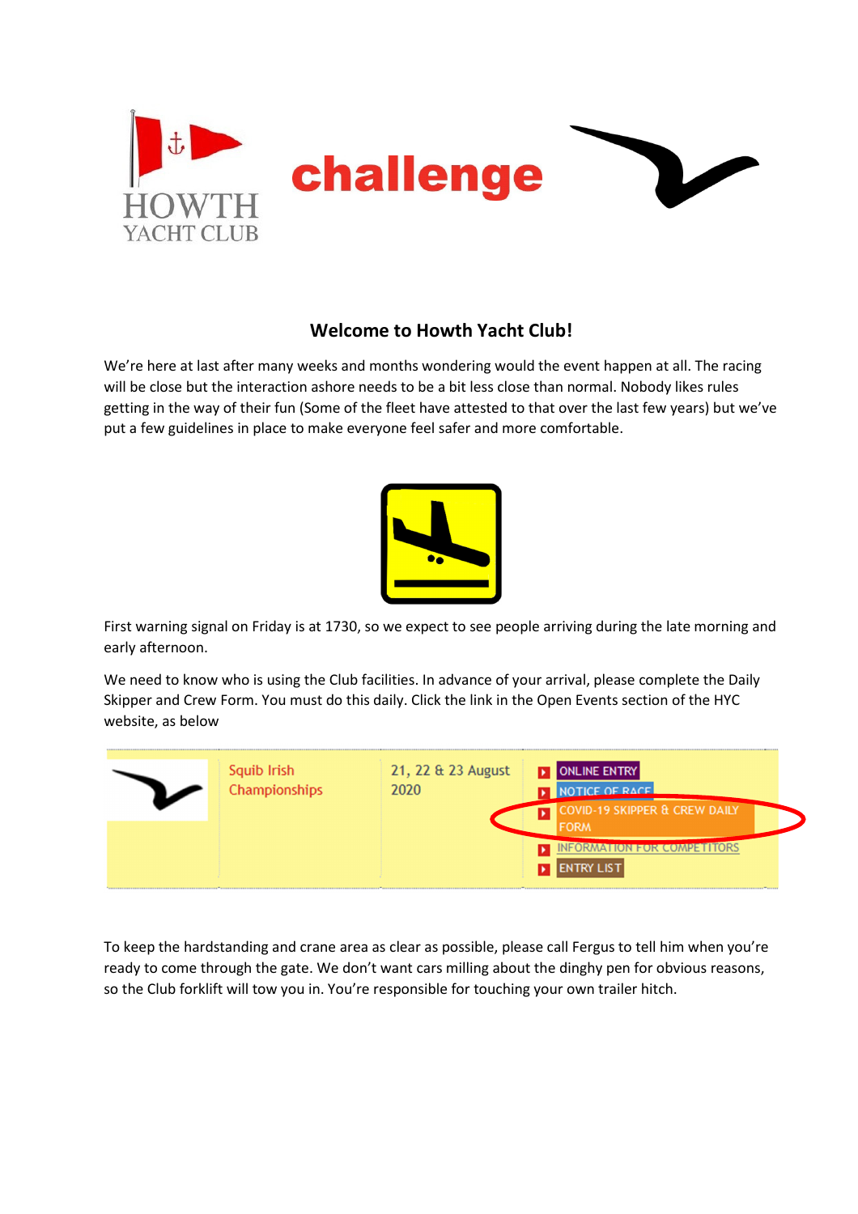HOWTH YACHT CLUB

challenge

## Welcome to Howth Yacht Club!

We're here at last after many weeks and months wondering would the event happen at all. The racing will be close but the interaction ashore needs to be a bit less close than normal. Nobody likes rules getting in the way of their fun (Some of the fleet have attested to that over the last few years) but we've put a few guidelines in place to make everyone feel safer and more comfortable.

First warning signal on Friday is at 1730, so we expect to see people arriving during the late morning and early afternoon.

We need to know who is using the Club facilities. In advance of your arrival, please complete the Daily Skipper and Crew Form. You must do this daily. Click the link in the Open Events section of the HYC website, as below

| | | | |
|---|---|---|---|
| | Squib Irish Championships | 21, 22 & 23 August 2020 | ONLINE ENTRY<br>NOTICE OF RACE<br>COVID-19 SKIPPER & CREW DAILY FORM<br>INFORMATION FOR COMPETITORS<br>ENTRY LIST |

To keep the hardstanding and crane area as clear as possible, please call Fergus to tell him when you're ready to come through the gate. We don't want cars milling about the dinghy pen for obvious reasons, so the Club forklift will tow you in. You're responsible for touching your own trailer hitch.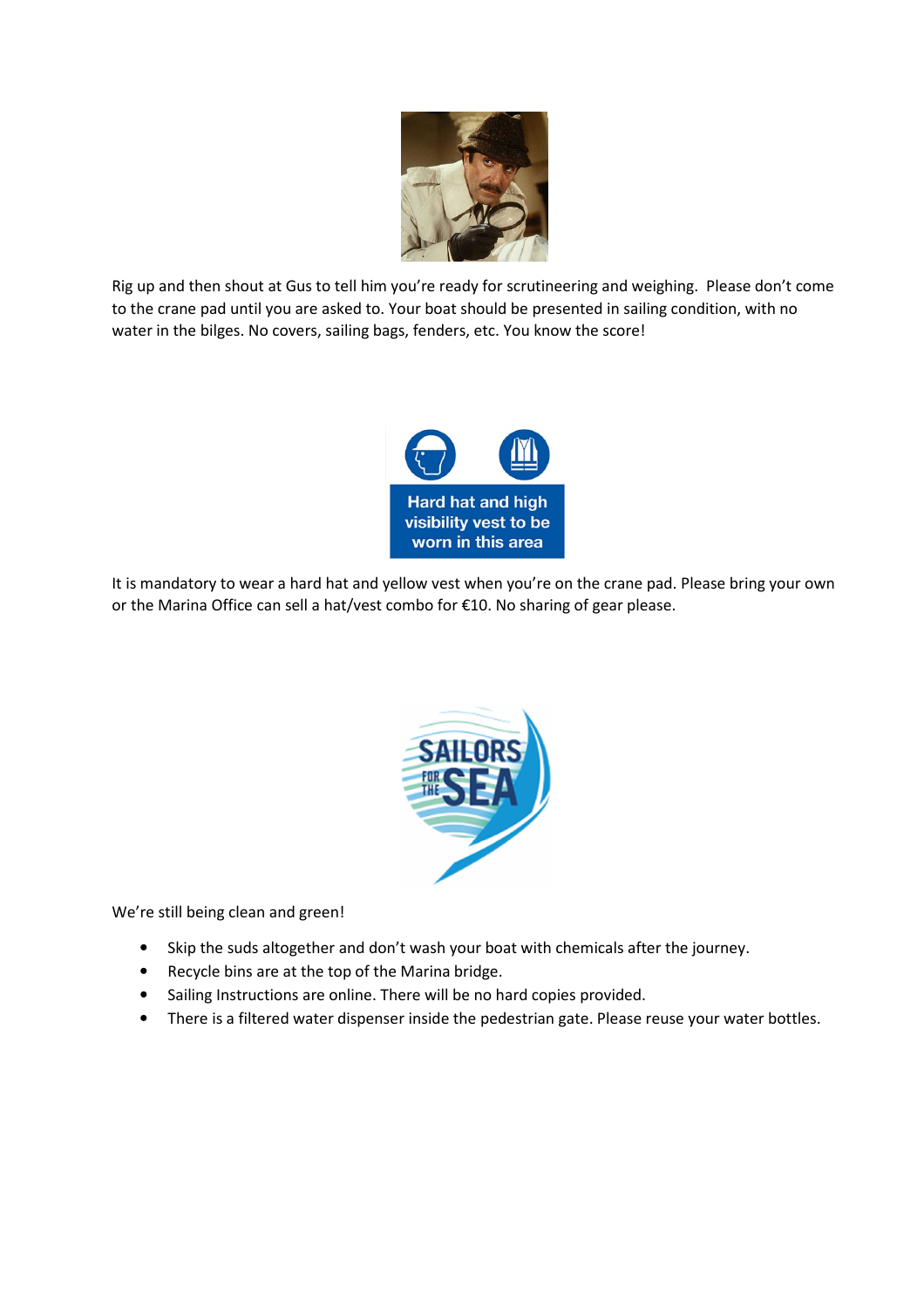Rig up and then shout at Gus to tell him you're ready for scrutineering and weighing. Please don't come to the crane pad until you are asked to. Your boat should be presented in sailing condition, with no water in the bilges. No covers, sailing bags, fenders, etc. You know the score!

It is mandatory to wear a hard hat and yellow vest when you're on the crane pad. Please bring your own or the Marina Office can sell a hat/vest combo for €10. No sharing of gear please.

We're still being clean and green!

- Skip the suds altogether and don't wash your boat with chemicals after the journey.
- Recycle bins are at the top of the Marina bridge.
- Sailing Instructions are online. There will be no hard copies provided.
- There is a filtered water dispenser inside the pedestrian gate. Please reuse your water bottles.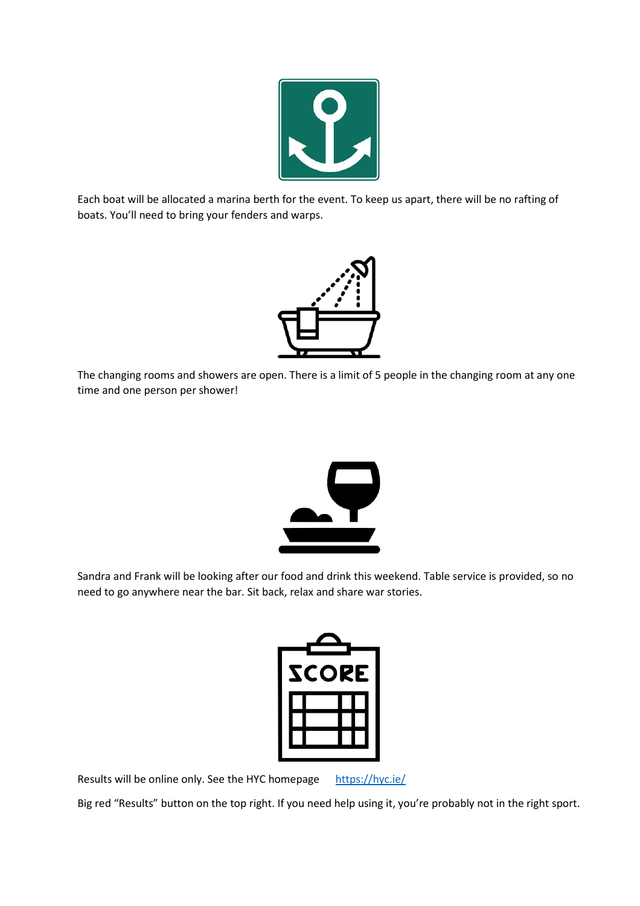Each boat will be allocated a marina berth for the event. To keep us apart, there will be no rafting of boats. You'll need to bring your fenders and warps.

The changing rooms and showers are open. There is a limit of 5 people in the changing room at any one time and one person per shower!

Sandra and Frank will be looking after our food and drink this weekend. Table service is provided, so no need to go anywhere near the bar. Sit back, relax and share war stories.

Results will be online only. See the HYC homepage [https://hyc.ie/](https://hyc.ie/)

Big red "Results" button on the top right. If you need help using it, you're probably not in the right sport.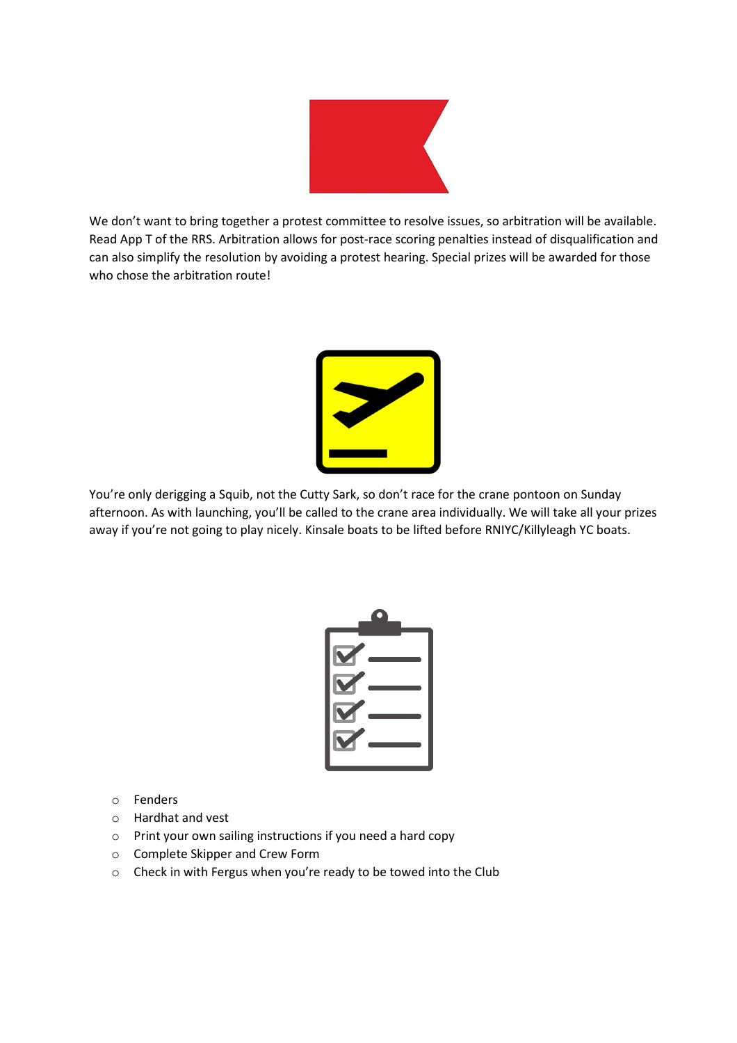We don't want to bring together a protest committee to resolve issues, so arbitration will be available. Read App T of the RRS. Arbitration allows for post-race scoring penalties instead of disqualification and can also simplify the resolution by avoiding a protest hearing. Special prizes will be awarded for those who chose the arbitration route!

You're only derigging a Squib, not the Cutty Sark, so don't race for the crane pontoon on Sunday afternoon. As with launching, you'll be called to the crane area individually. We will take all your prizes away if you're not going to play nicely. Kinsale boats to be lifted before RNIYC/Killyleagh YC boats.

- Fenders
- Hardhat and vest
- Print your own sailing instructions if you need a hard copy
- Complete Skipper and Crew Form
- Check in with Fergus when you're ready to be towed into the Club